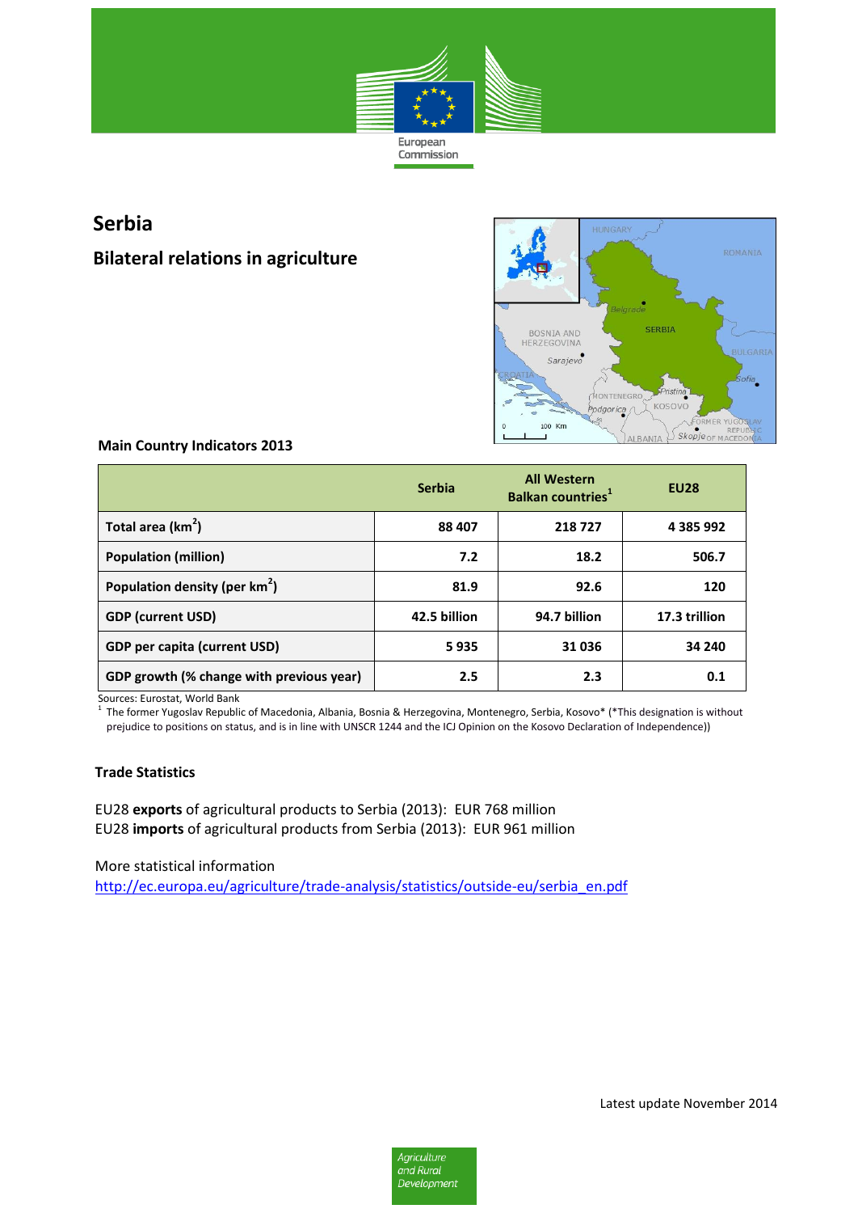# Serbia

## Bilateral relations in agriculture

### Main Country Indicators 2013

| | Serbia | All Western Balkan countries[1] | EU28 |
|---|---|---|---|
| Total area (km$^2$) | 88 407 | 218 727 | 4 385 992 |
| Population (million) | 7.2 | 18.2 | 506.7 |
| Population density (per km$^2$) | 81.9 | 92.6 | 120 |
| GDP (current USD) | 42.5 billion | 94.7 billion | 17.3 trillion |
| GDP per capita (current USD) | 5 935 | 31 036 | 34 240 |
| GDP growth (% change with previous year) | 2.5 | 2.3 | 0.1 |

Sources: Eurostat, World Bank

[1] The former Yugoslav Republic of Macedonia, Albania, Bosnia & Herzegovina, Montenegro, Serbia, Kosovo* (*This designation is without prejudice to positions on status, and is in line with UNSCR 1244 and the ICJ Opinion on the Kosovo Declaration of Independence))

### Trade Statistics

EU28 **exports** of agricultural products to Serbia (2013): EUR 768 million
EU28 **imports** of agricultural products from Serbia (2013): EUR 961 million

More statistical information
http://ec.europa.eu/agriculture/trade-analysis/statistics/outside-eu/serbia_en.pdf

Latest update November 2014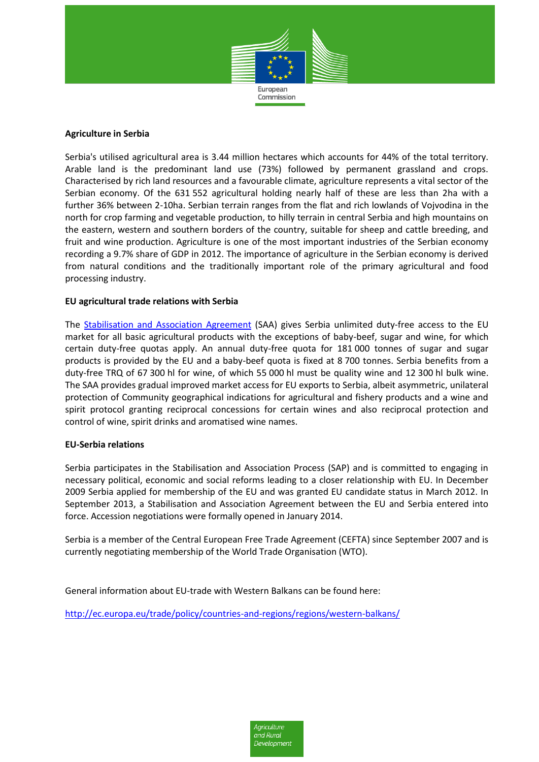## Agriculture in Serbia

Serbia's utilised agricultural area is 3.44 million hectares which accounts for 44% of the total territory. Arable land is the predominant land use (73%) followed by permanent grassland and crops. Characterised by rich land resources and a favourable climate, agriculture represents a vital sector of the Serbian economy. Of the 631 552 agricultural holding nearly half of these are less than 2ha with a further 36% between 2-10ha. Serbian terrain ranges from the flat and rich lowlands of Vojvodina in the north for crop farming and vegetable production, to hilly terrain in central Serbia and high mountains on the eastern, western and southern borders of the country, suitable for sheep and cattle breeding, and fruit and wine production. Agriculture is one of the most important industries of the Serbian economy recording a 9.7% share of GDP in 2012. The importance of agriculture in the Serbian economy is derived from natural conditions and the traditionally important role of the primary agricultural and food processing industry.

## EU agricultural trade relations with Serbia

The [Stabilisation and Association Agreement] (SAA) gives Serbia unlimited duty-free access to the EU market for all basic agricultural products with the exceptions of baby-beef, sugar and wine, for which certain duty-free quotas apply. An annual duty-free quota for 181 000 tonnes of sugar and sugar products is provided by the EU and a baby-beef quota is fixed at 8 700 tonnes. Serbia benefits from a duty-free TRQ of 67 300 hl for wine, of which 55 000 hl must be quality wine and 12 300 hl bulk wine. The SAA provides gradual improved market access for EU exports to Serbia, albeit asymmetric, unilateral protection of Community geographical indications for agricultural and fishery products and a wine and spirit protocol granting reciprocal concessions for certain wines and also reciprocal protection and control of wine, spirit drinks and aromatised wine names.

## EU-Serbia relations

Serbia participates in the Stabilisation and Association Process (SAP) and is committed to engaging in necessary political, economic and social reforms leading to a closer relationship with EU. In December 2009 Serbia applied for membership of the EU and was granted EU candidate status in March 2012. In September 2013, a Stabilisation and Association Agreement between the EU and Serbia entered into force. Accession negotiations were formally opened in January 2014.

Serbia is a member of the Central European Free Trade Agreement (CEFTA) since September 2007 and is currently negotiating membership of the World Trade Organisation (WTO).

General information about EU-trade with Western Balkans can be found here:

http://ec.europa.eu/trade/policy/countries-and-regions/regions/western-balkans/